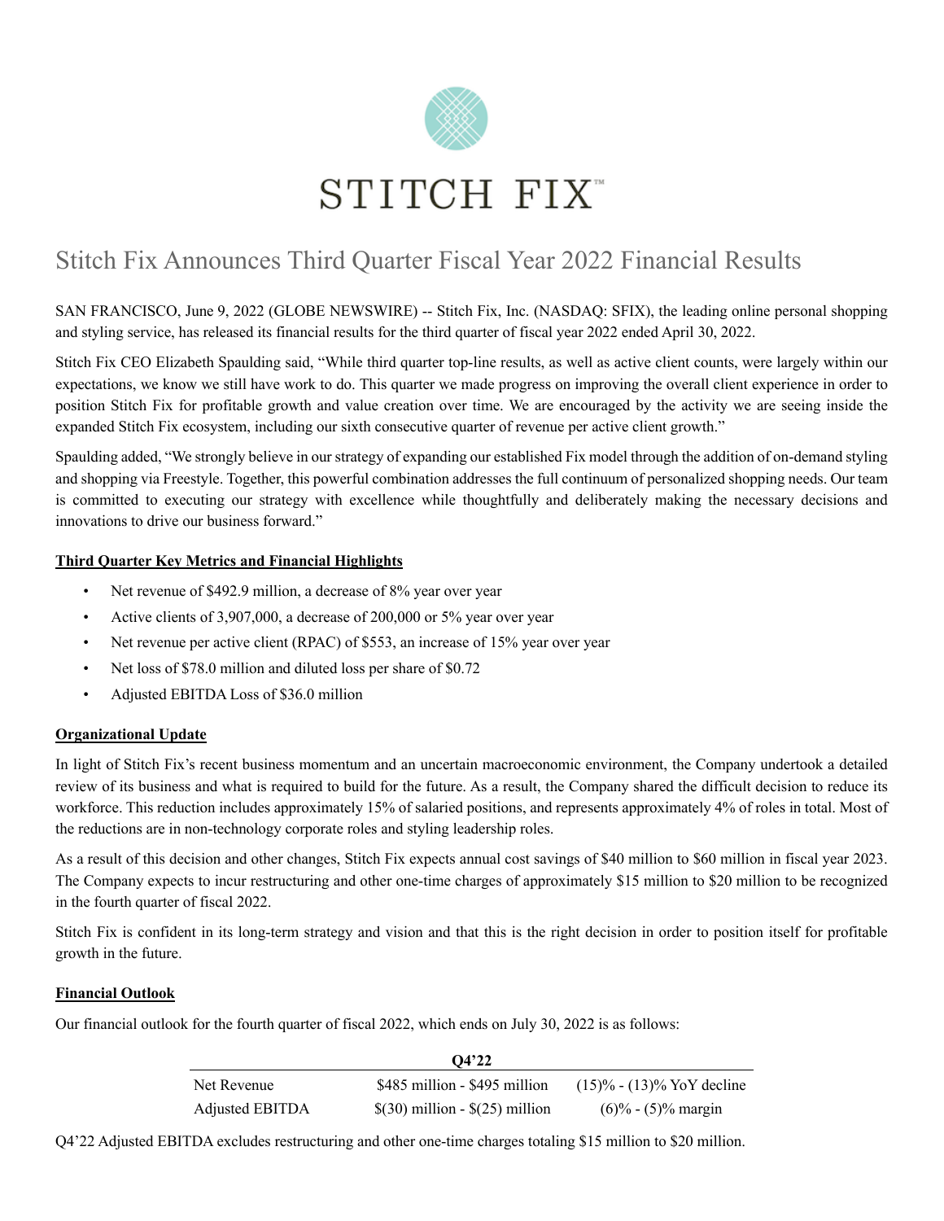# STITCH FIX™

## Stitch Fix Announces Third Quarter Fiscal Year 2022 Financial Results

SAN FRANCISCO, June 9, 2022 (GLOBE NEWSWIRE) -- Stitch Fix, Inc. (NASDAQ: SFIX), the leading online personal shopping and styling service, has released its financial results for the third quarter of fiscal year 2022 ended April 30, 2022.

Stitch Fix CEO Elizabeth Spaulding said, "While third quarter top-line results, as well as active client counts, were largely within our expectations, we know we still have work to do. This quarter we made progress on improving the overall client experience in order to position Stitch Fix for profitable growth and value creation over time. We are encouraged by the activity we are seeing inside the expanded Stitch Fix ecosystem, including our sixth consecutive quarter of revenue per active client growth."

Spaulding added, "We strongly believe in our strategy of expanding our established Fix model through the addition of on-demand styling and shopping via Freestyle. Together, this powerful combination addresses the full continuum of personalized shopping needs. Our team is committed to executing our strategy with excellence while thoughtfully and deliberately making the necessary decisions and innovations to drive our business forward."

**Third Quarter Key Metrics and Financial Highlights**

- Net revenue of $492.9 million, a decrease of 8% year over year
- Active clients of 3,907,000, a decrease of 200,000 or 5% year over year
- Net revenue per active client (RPAC) of $553, an increase of 15% year over year
- Net loss of $78.0 million and diluted loss per share of $0.72
- Adjusted EBITDA Loss of $36.0 million

**Organizational Update**

In light of Stitch Fix's recent business momentum and an uncertain macroeconomic environment, the Company undertook a detailed review of its business and what is required to build for the future. As a result, the Company shared the difficult decision to reduce its workforce. This reduction includes approximately 15% of salaried positions, and represents approximately 4% of roles in total. Most of the reductions are in non-technology corporate roles and styling leadership roles.

As a result of this decision and other changes, Stitch Fix expects annual cost savings of $40 million to $60 million in fiscal year 2023. The Company expects to incur restructuring and other one-time charges of approximately $15 million to $20 million to be recognized in the fourth quarter of fiscal 2022.

Stitch Fix is confident in its long-term strategy and vision and that this is the right decision in order to position itself for profitable growth in the future.

**Financial Outlook**

Our financial outlook for the fourth quarter of fiscal 2022, which ends on July 30, 2022 is as follows:

| | Q4'22 | |
|---|---|---|
| Net Revenue | $485 million - $495 million | (15)% - (13)% YoY decline |
| Adjusted EBITDA | $(30) million - $(25) million | (6)% - (5)% margin |

Q4'22 Adjusted EBITDA excludes restructuring and other one-time charges totaling $15 million to $20 million.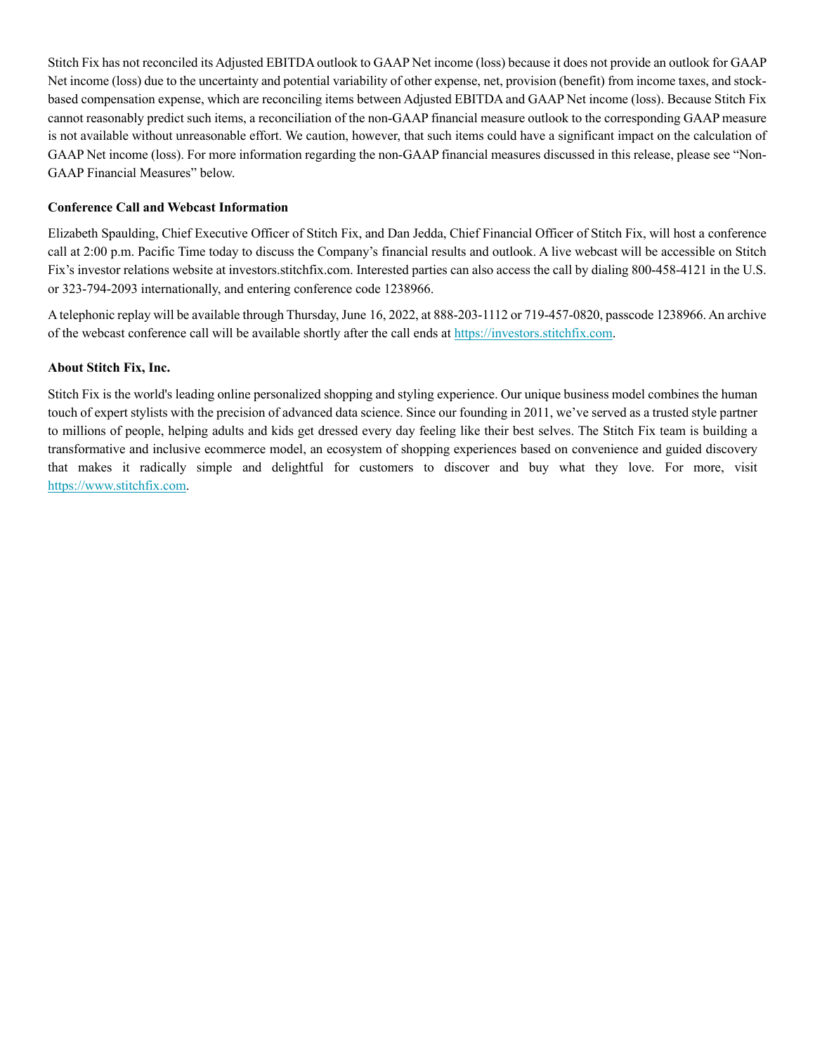Stitch Fix has not reconciled its Adjusted EBITDA outlook to GAAP Net income (loss) because it does not provide an outlook for GAAP Net income (loss) due to the uncertainty and potential variability of other expense, net, provision (benefit) from income taxes, and stock-based compensation expense, which are reconciling items between Adjusted EBITDA and GAAP Net income (loss). Because Stitch Fix cannot reasonably predict such items, a reconciliation of the non-GAAP financial measure outlook to the corresponding GAAP measure is not available without unreasonable effort. We caution, however, that such items could have a significant impact on the calculation of GAAP Net income (loss). For more information regarding the non-GAAP financial measures discussed in this release, please see "Non-GAAP Financial Measures" below.

**Conference Call and Webcast Information**

Elizabeth Spaulding, Chief Executive Officer of Stitch Fix, and Dan Jedda, Chief Financial Officer of Stitch Fix, will host a conference call at 2:00 p.m. Pacific Time today to discuss the Company's financial results and outlook. A live webcast will be accessible on Stitch Fix's investor relations website at investors.stitchfix.com. Interested parties can also access the call by dialing 800-458-4121 in the U.S. or 323-794-2093 internationally, and entering conference code 1238966.

A telephonic replay will be available through Thursday, June 16, 2022, at 888-203-1112 or 719-457-0820, passcode 1238966. An archive of the webcast conference call will be available shortly after the call ends at https://investors.stitchfix.com.

**About Stitch Fix, Inc.**

Stitch Fix is the world's leading online personalized shopping and styling experience. Our unique business model combines the human touch of expert stylists with the precision of advanced data science. Since our founding in 2011, we've served as a trusted style partner to millions of people, helping adults and kids get dressed every day feeling like their best selves. The Stitch Fix team is building a transformative and inclusive ecommerce model, an ecosystem of shopping experiences based on convenience and guided discovery that makes it radically simple and delightful for customers to discover and buy what they love. For more, visit https://www.stitchfix.com.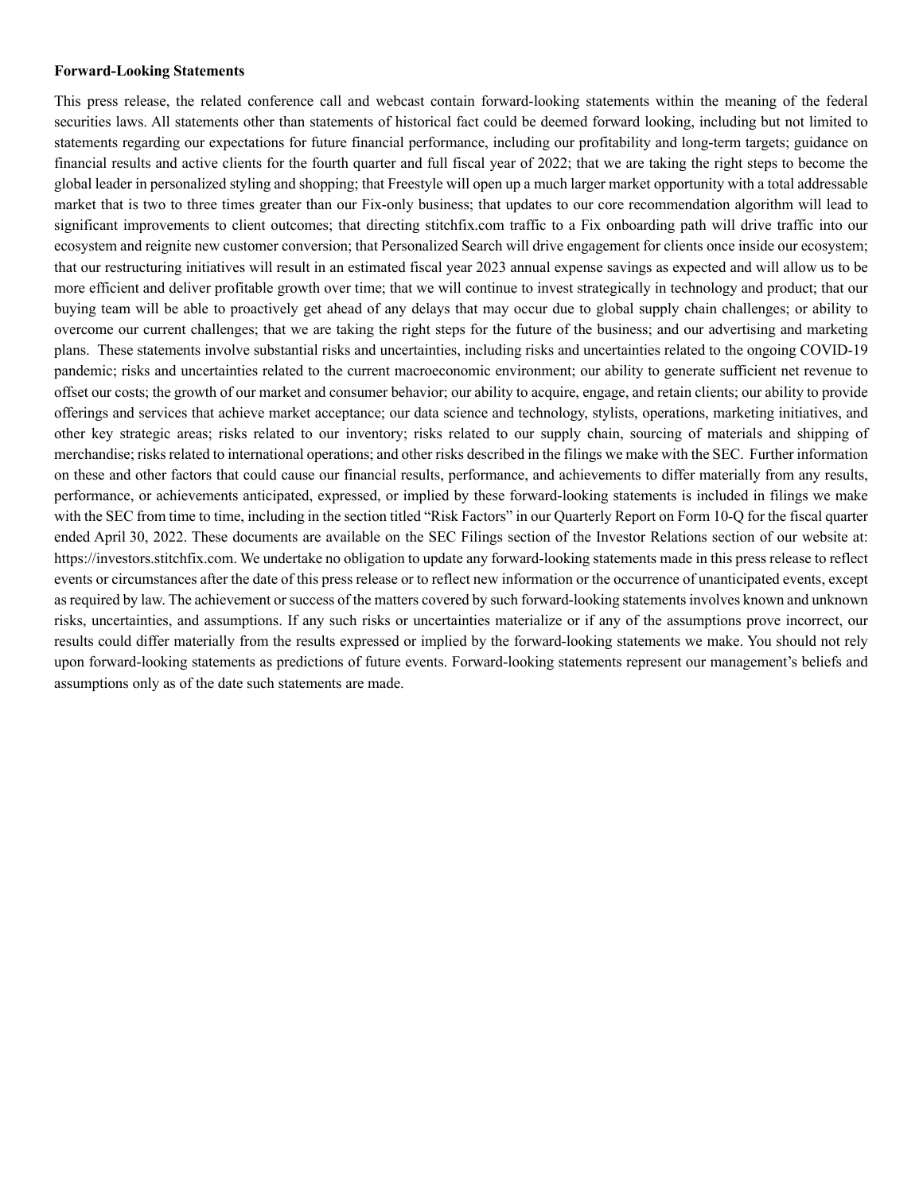**Forward-Looking Statements**

This press release, the related conference call and webcast contain forward-looking statements within the meaning of the federal securities laws. All statements other than statements of historical fact could be deemed forward looking, including but not limited to statements regarding our expectations for future financial performance, including our profitability and long-term targets; guidance on financial results and active clients for the fourth quarter and full fiscal year of 2022; that we are taking the right steps to become the global leader in personalized styling and shopping; that Freestyle will open up a much larger market opportunity with a total addressable market that is two to three times greater than our Fix-only business; that updates to our core recommendation algorithm will lead to significant improvements to client outcomes; that directing stitchfix.com traffic to a Fix onboarding path will drive traffic into our ecosystem and reignite new customer conversion; that Personalized Search will drive engagement for clients once inside our ecosystem; that our restructuring initiatives will result in an estimated fiscal year 2023 annual expense savings as expected and will allow us to be more efficient and deliver profitable growth over time; that we will continue to invest strategically in technology and product; that our buying team will be able to proactively get ahead of any delays that may occur due to global supply chain challenges; or ability to overcome our current challenges; that we are taking the right steps for the future of the business; and our advertising and marketing plans. These statements involve substantial risks and uncertainties, including risks and uncertainties related to the ongoing COVID-19 pandemic; risks and uncertainties related to the current macroeconomic environment; our ability to generate sufficient net revenue to offset our costs; the growth of our market and consumer behavior; our ability to acquire, engage, and retain clients; our ability to provide offerings and services that achieve market acceptance; our data science and technology, stylists, operations, marketing initiatives, and other key strategic areas; risks related to our inventory; risks related to our supply chain, sourcing of materials and shipping of merchandise; risks related to international operations; and other risks described in the filings we make with the SEC. Further information on these and other factors that could cause our financial results, performance, and achievements to differ materially from any results, performance, or achievements anticipated, expressed, or implied by these forward-looking statements is included in filings we make with the SEC from time to time, including in the section titled "Risk Factors" in our Quarterly Report on Form 10-Q for the fiscal quarter ended April 30, 2022. These documents are available on the SEC Filings section of the Investor Relations section of our website at: https://investors.stitchfix.com. We undertake no obligation to update any forward-looking statements made in this press release to reflect events or circumstances after the date of this press release or to reflect new information or the occurrence of unanticipated events, except as required by law. The achievement or success of the matters covered by such forward-looking statements involves known and unknown risks, uncertainties, and assumptions. If any such risks or uncertainties materialize or if any of the assumptions prove incorrect, our results could differ materially from the results expressed or implied by the forward-looking statements we make. You should not rely upon forward-looking statements as predictions of future events. Forward-looking statements represent our management's beliefs and assumptions only as of the date such statements are made.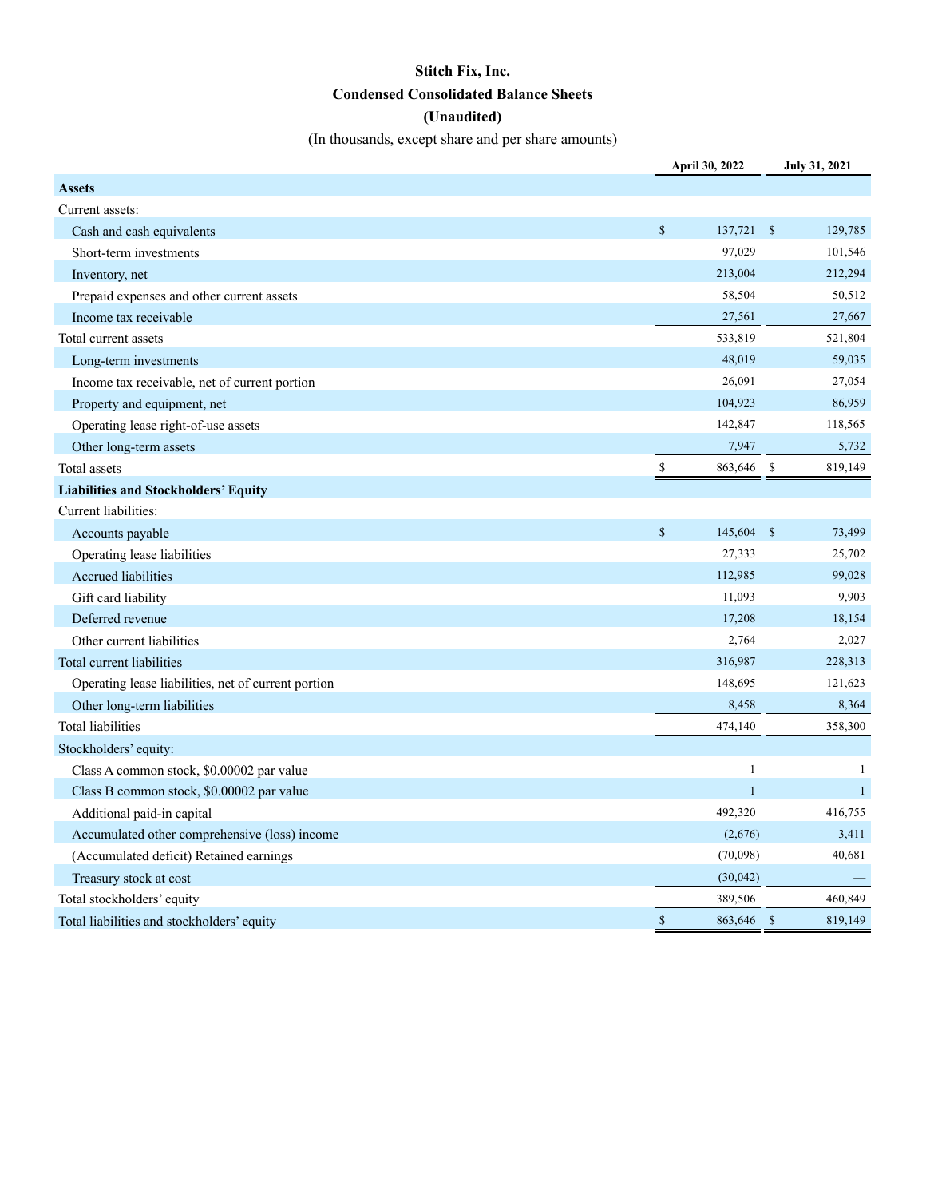# Stitch Fix, Inc.

## Condensed Consolidated Balance Sheets

## (Unaudited)

(In thousands, except share and per share amounts)

| | April 30, 2022 | July 31, 2021 |
|---|---|---|
| **Assets** | | |
| Current assets: | | |
| Cash and cash equivalents | $ 137,721 | $ 129,785 |
| Short-term investments | 97,029 | 101,546 |
| Inventory, net | 213,004 | 212,294 |
| Prepaid expenses and other current assets | 58,504 | 50,512 |
| Income tax receivable | 27,561 | 27,667 |
| Total current assets | 533,819 | 521,804 |
| Long-term investments | 48,019 | 59,035 |
| Income tax receivable, net of current portion | 26,091 | 27,054 |
| Property and equipment, net | 104,923 | 86,959 |
| Operating lease right-of-use assets | 142,847 | 118,565 |
| Other long-term assets | 7,947 | 5,732 |
| Total assets | $ 863,646 | $ 819,149 |
| **Liabilities and Stockholders' Equity** | | |
| Current liabilities: | | |
| Accounts payable | $ 145,604 | $ 73,499 |
| Operating lease liabilities | 27,333 | 25,702 |
| Accrued liabilities | 112,985 | 99,028 |
| Gift card liability | 11,093 | 9,903 |
| Deferred revenue | 17,208 | 18,154 |
| Other current liabilities | 2,764 | 2,027 |
| Total current liabilities | 316,987 | 228,313 |
| Operating lease liabilities, net of current portion | 148,695 | 121,623 |
| Other long-term liabilities | 8,458 | 8,364 |
| Total liabilities | 474,140 | 358,300 |
| Stockholders' equity: | | |
| Class A common stock, $0.00002 par value | 1 | 1 |
| Class B common stock, $0.00002 par value | 1 | 1 |
| Additional paid-in capital | 492,320 | 416,755 |
| Accumulated other comprehensive (loss) income | (2,676) | 3,411 |
| (Accumulated deficit) Retained earnings | (70,098) | 40,681 |
| Treasury stock at cost | (30,042) | — |
| Total stockholders' equity | 389,506 | 460,849 |
| Total liabilities and stockholders' equity | $ 863,646 | $ 819,149 |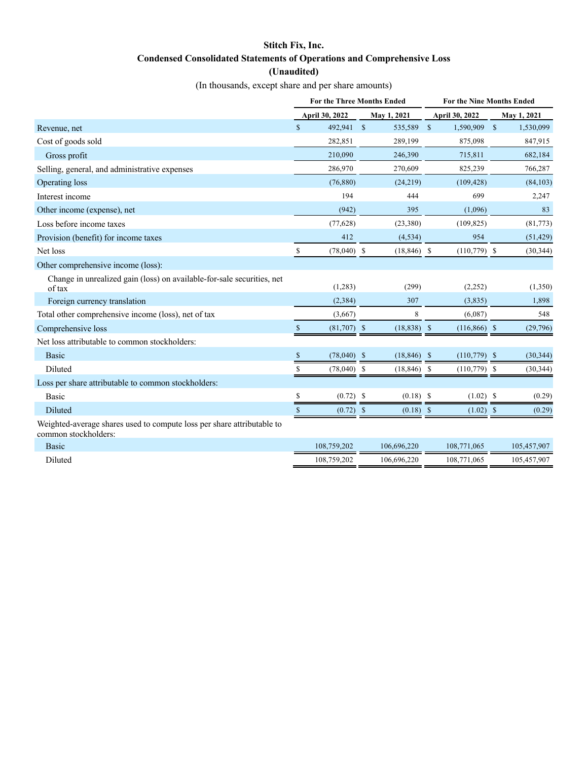# Stitch Fix, Inc.
## Condensed Consolidated Statements of Operations and Comprehensive Loss
### (Unaudited)

(In thousands, except share and per share amounts)

| | For the Three Months Ended | | For the Nine Months Ended | |
|---|---|---|---|---|
| | April 30, 2022 | May 1, 2021 | April 30, 2022 | May 1, 2021 |
| Revenue, net | $ 492,941 | $ 535,589 | $ 1,590,909 | $ 1,530,099 |
| Cost of goods sold | 282,851 | 289,199 | 875,098 | 847,915 |
| Gross profit | 210,090 | 246,390 | 715,811 | 682,184 |
| Selling, general, and administrative expenses | 286,970 | 270,609 | 825,239 | 766,287 |
| Operating loss | (76,880) | (24,219) | (109,428) | (84,103) |
| Interest income | 194 | 444 | 699 | 2,247 |
| Other income (expense), net | (942) | 395 | (1,096) | 83 |
| Loss before income taxes | (77,628) | (23,380) | (109,825) | (81,773) |
| Provision (benefit) for income taxes | 412 | (4,534) | 954 | (51,429) |
| Net loss | $ (78,040) | $ (18,846) | $ (110,779) | $ (30,344) |
| Other comprehensive income (loss): | | | | |
| Change in unrealized gain (loss) on available-for-sale securities, net of tax | (1,283) | (299) | (2,252) | (1,350) |
| Foreign currency translation | (2,384) | 307 | (3,835) | 1,898 |
| Total other comprehensive income (loss), net of tax | (3,667) | 8 | (6,087) | 548 |
| Comprehensive loss | $ (81,707) | $ (18,838) | $ (116,866) | $ (29,796) |
| Net loss attributable to common stockholders: | | | | |
| Basic | $ (78,040) | $ (18,846) | $ (110,779) | $ (30,344) |
| Diluted | $ (78,040) | $ (18,846) | $ (110,779) | $ (30,344) |
| Loss per share attributable to common stockholders: | | | | |
| Basic | $ (0.72) | $ (0.18) | $ (1.02) | $ (0.29) |
| Diluted | $ (0.72) | $ (0.18) | $ (1.02) | $ (0.29) |
| Weighted-average shares used to compute loss per share attributable to common stockholders: | | | | |
| Basic | 108,759,202 | 106,696,220 | 108,771,065 | 105,457,907 |
| Diluted | 108,759,202 | 106,696,220 | 108,771,065 | 105,457,907 |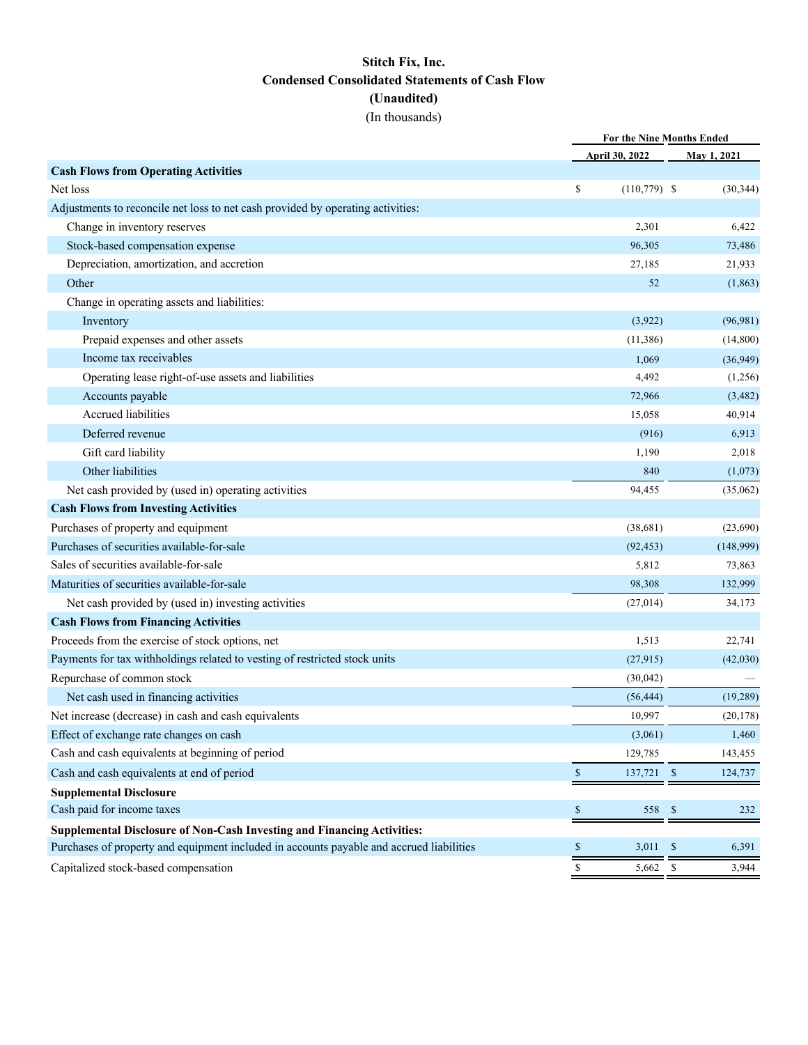# Stitch Fix, Inc.
## Condensed Consolidated Statements of Cash Flow
### (Unaudited)
(In thousands)

| | For the Nine Months Ended | |
|---|---|---|
| | April 30, 2022 | May 1, 2021 |
| **Cash Flows from Operating Activities** | | |
| Net loss | $ (110,779) | $ (30,344) |
| Adjustments to reconcile net loss to net cash provided by operating activities: | | |
| Change in inventory reserves | 2,301 | 6,422 |
| Stock-based compensation expense | 96,305 | 73,486 |
| Depreciation, amortization, and accretion | 27,185 | 21,933 |
| Other | 52 | (1,863) |
| Change in operating assets and liabilities: | | |
| Inventory | (3,922) | (96,981) |
| Prepaid expenses and other assets | (11,386) | (14,800) |
| Income tax receivables | 1,069 | (36,949) |
| Operating lease right-of-use assets and liabilities | 4,492 | (1,256) |
| Accounts payable | 72,966 | (3,482) |
| Accrued liabilities | 15,058 | 40,914 |
| Deferred revenue | (916) | 6,913 |
| Gift card liability | 1,190 | 2,018 |
| Other liabilities | 840 | (1,073) |
| Net cash provided by (used in) operating activities | 94,455 | (35,062) |
| **Cash Flows from Investing Activities** | | |
| Purchases of property and equipment | (38,681) | (23,690) |
| Purchases of securities available-for-sale | (92,453) | (148,999) |
| Sales of securities available-for-sale | 5,812 | 73,863 |
| Maturities of securities available-for-sale | 98,308 | 132,999 |
| Net cash provided by (used in) investing activities | (27,014) | 34,173 |
| **Cash Flows from Financing Activities** | | |
| Proceeds from the exercise of stock options, net | 1,513 | 22,741 |
| Payments for tax withholdings related to vesting of restricted stock units | (27,915) | (42,030) |
| Repurchase of common stock | (30,042) | — |
| Net cash used in financing activities | (56,444) | (19,289) |
| Net increase (decrease) in cash and cash equivalents | 10,997 | (20,178) |
| Effect of exchange rate changes on cash | (3,061) | 1,460 |
| Cash and cash equivalents at beginning of period | 129,785 | 143,455 |
| Cash and cash equivalents at end of period | $ 137,721 | $ 124,737 |
| **Supplemental Disclosure** | | |
| Cash paid for income taxes | $ 558 | $ 232 |
| **Supplemental Disclosure of Non-Cash Investing and Financing Activities:** | | |
| Purchases of property and equipment included in accounts payable and accrued liabilities | $ 3,011 | $ 6,391 |
| Capitalized stock-based compensation | $ 5,662 | $ 3,944 |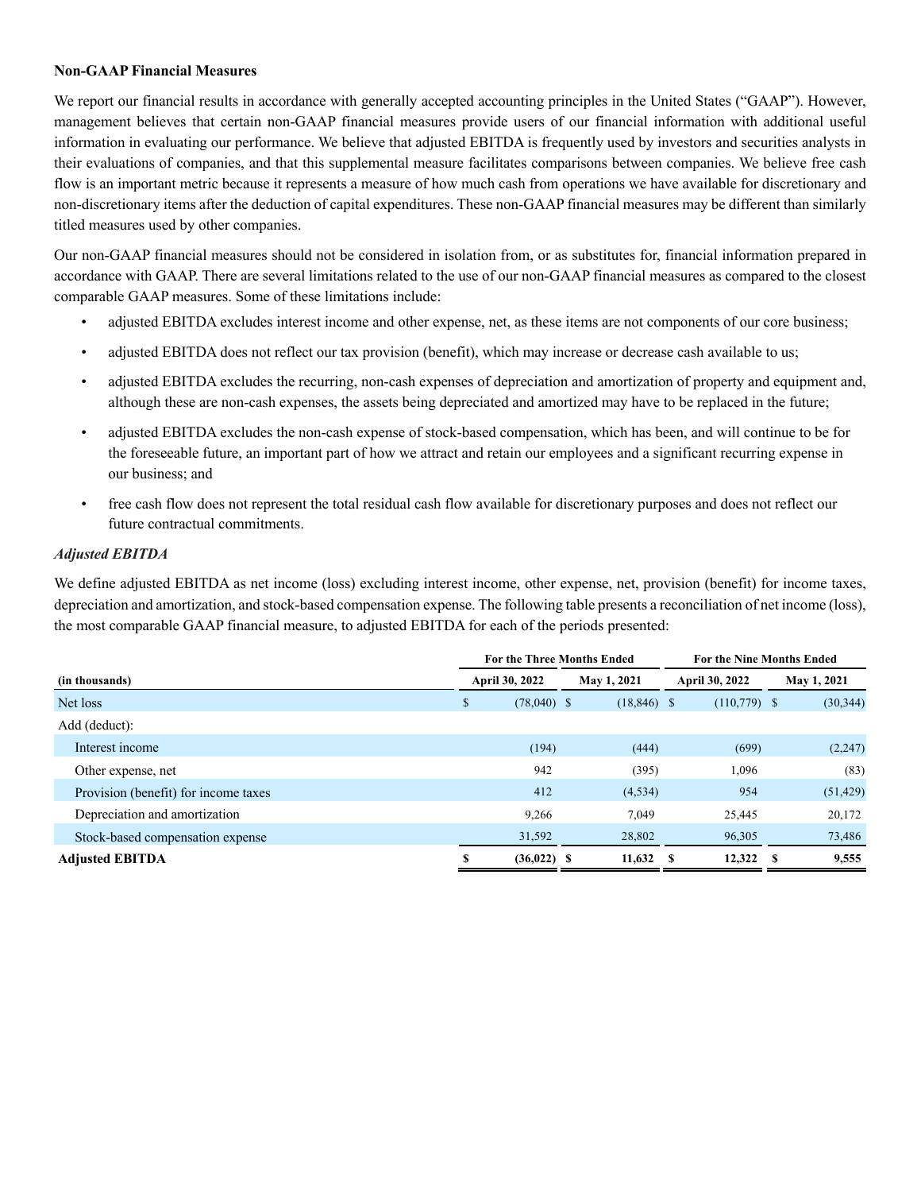**Non-GAAP Financial Measures**

We report our financial results in accordance with generally accepted accounting principles in the United States ("GAAP"). However, management believes that certain non-GAAP financial measures provide users of our financial information with additional useful information in evaluating our performance. We believe that adjusted EBITDA is frequently used by investors and securities analysts in their evaluations of companies, and that this supplemental measure facilitates comparisons between companies. We believe free cash flow is an important metric because it represents a measure of how much cash from operations we have available for discretionary and non-discretionary items after the deduction of capital expenditures. These non-GAAP financial measures may be different than similarly titled measures used by other companies.

Our non-GAAP financial measures should not be considered in isolation from, or as substitutes for, financial information prepared in accordance with GAAP. There are several limitations related to the use of our non-GAAP financial measures as compared to the closest comparable GAAP measures. Some of these limitations include:

- adjusted EBITDA excludes interest income and other expense, net, as these items are not components of our core business;
- adjusted EBITDA does not reflect our tax provision (benefit), which may increase or decrease cash available to us;
- adjusted EBITDA excludes the recurring, non-cash expenses of depreciation and amortization of property and equipment and, although these are non-cash expenses, the assets being depreciated and amortized may have to be replaced in the future;
- adjusted EBITDA excludes the non-cash expense of stock-based compensation, which has been, and will continue to be for the foreseeable future, an important part of how we attract and retain our employees and a significant recurring expense in our business; and
- free cash flow does not represent the total residual cash flow available for discretionary purposes and does not reflect our future contractual commitments.

***Adjusted EBITDA***

We define adjusted EBITDA as net income (loss) excluding interest income, other expense, net, provision (benefit) for income taxes, depreciation and amortization, and stock-based compensation expense. The following table presents a reconciliation of net income (loss), the most comparable GAAP financial measure, to adjusted EBITDA for each of the periods presented:

| | For the Three Months Ended | | For the Nine Months Ended | |
|---|---|---|---|---|
| **(in thousands)** | **April 30, 2022** | **May 1, 2021** | **April 30, 2022** | **May 1, 2021** |
| Net loss | $ (78,040) | $ (18,846) | $ (110,779) | $ (30,344) |
| Add (deduct): | | | | |
| Interest income | (194) | (444) | (699) | (2,247) |
| Other expense, net | 942 | (395) | 1,096 | (83) |
| Provision (benefit) for income taxes | 412 | (4,534) | 954 | (51,429) |
| Depreciation and amortization | 9,266 | 7,049 | 25,445 | 20,172 |
| Stock-based compensation expense | 31,592 | 28,802 | 96,305 | 73,486 |
| **Adjusted EBITDA** | **$ (36,022)** | **$ 11,632** | **$ 12,322** | **$ 9,555** |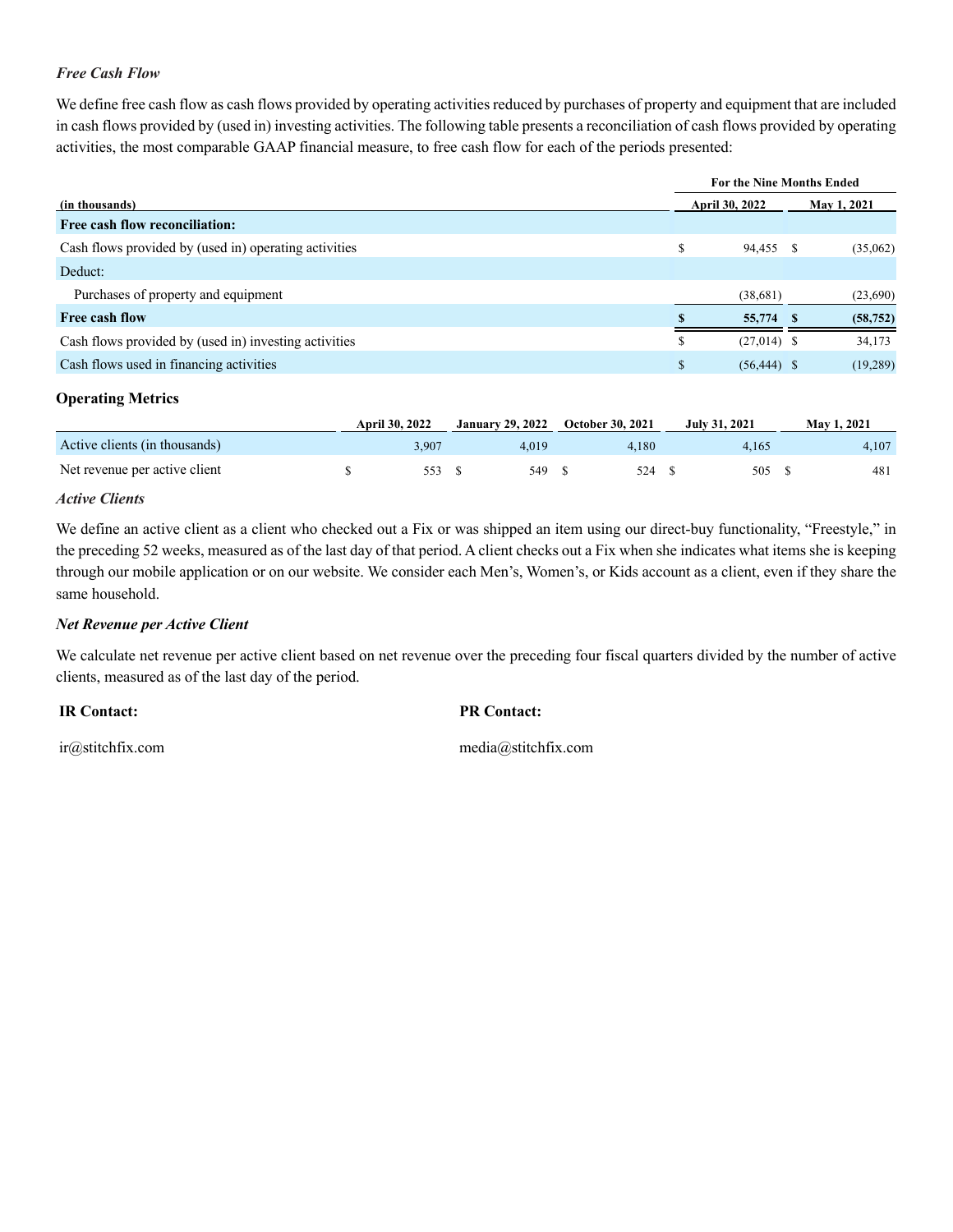*Free Cash Flow*

We define free cash flow as cash flows provided by operating activities reduced by purchases of property and equipment that are included in cash flows provided by (used in) investing activities. The following table presents a reconciliation of cash flows provided by operating activities, the most comparable GAAP financial measure, to free cash flow for each of the periods presented:

| | For the Nine Months Ended | |
|---|---|---|
| (in thousands) | April 30, 2022 | May 1, 2021 |
| **Free cash flow reconciliation:** | | |
| Cash flows provided by (used in) operating activities | $ 94,455 | $ (35,062) |
| Deduct: | | |
| Purchases of property and equipment | (38,681) | (23,690) |
| **Free cash flow** | **$ 55,774** | **$ (58,752)** |
| Cash flows provided by (used in) investing activities | $ (27,014) | $ 34,173 |
| Cash flows used in financing activities | $ (56,444) | $ (19,289) |

### Operating Metrics

| | April 30, 2022 | January 29, 2022 | October 30, 2021 | July 31, 2021 | May 1, 2021 |
|---|---|---|---|---|---|
| Active clients (in thousands) | 3,907 | 4,019 | 4,180 | 4,165 | 4,107 |
| Net revenue per active client | $ 553 | $ 549 | $ 524 | $ 505 | $ 481 |

*Active Clients*

We define an active client as a client who checked out a Fix or was shipped an item using our direct-buy functionality, "Freestyle," in the preceding 52 weeks, measured as of the last day of that period. A client checks out a Fix when she indicates what items she is keeping through our mobile application or on our website. We consider each Men's, Women's, or Kids account as a client, even if they share the same household.

***Net Revenue per Active Client***

We calculate net revenue per active client based on net revenue over the preceding four fiscal quarters divided by the number of active clients, measured as of the last day of the period.

**IR Contact:**

ir@stitchfix.com

**PR Contact:**

media@stitchfix.com